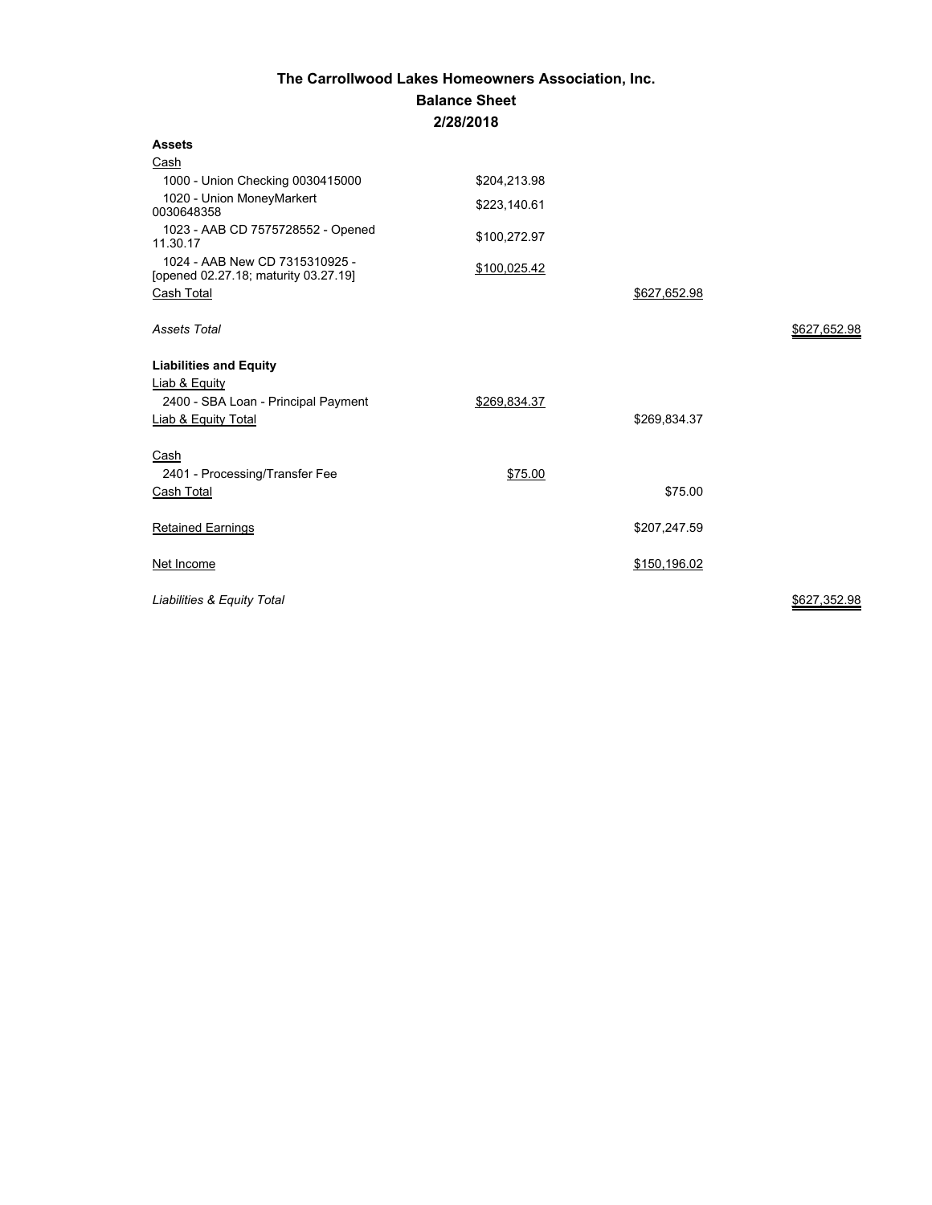# The Carrollwood Lakes Homeowners Association, Inc.

## Balance Sheet

## 2/28/2018

| | | | |
|---|---|---|---|
| **Assets** | | | |
| Cash | | | |
| 1000 - Union Checking 0030415000 | $204,213.98 | | |
| 1020 - Union MoneyMarkert 0030648358 | $223,140.61 | | |
| 1023 - AAB CD 7575728552 - Opened 11.30.17 | $100,272.97 | | |
| 1024 - AAB New CD 7315310925 - [opened 02.27.18; maturity 03.27.19] | $100,025.42 | | |
| Cash Total | | $627,652.98 | |
| *Assets Total* | | | $627,652.98 |
| **Liabilities and Equity** | | | |
| Liab & Equity | | | |
| 2400 - SBA Loan - Principal Payment | $269,834.37 | | |
| Liab & Equity Total | | $269,834.37 | |
| Cash | | | |
| 2401 - Processing/Transfer Fee | $75.00 | | |
| Cash Total | | $75.00 | |
| Retained Earnings | | $207,247.59 | |
| Net Income | | $150,196.02 | |
| *Liabilities & Equity Total* | | | $627,352.98 |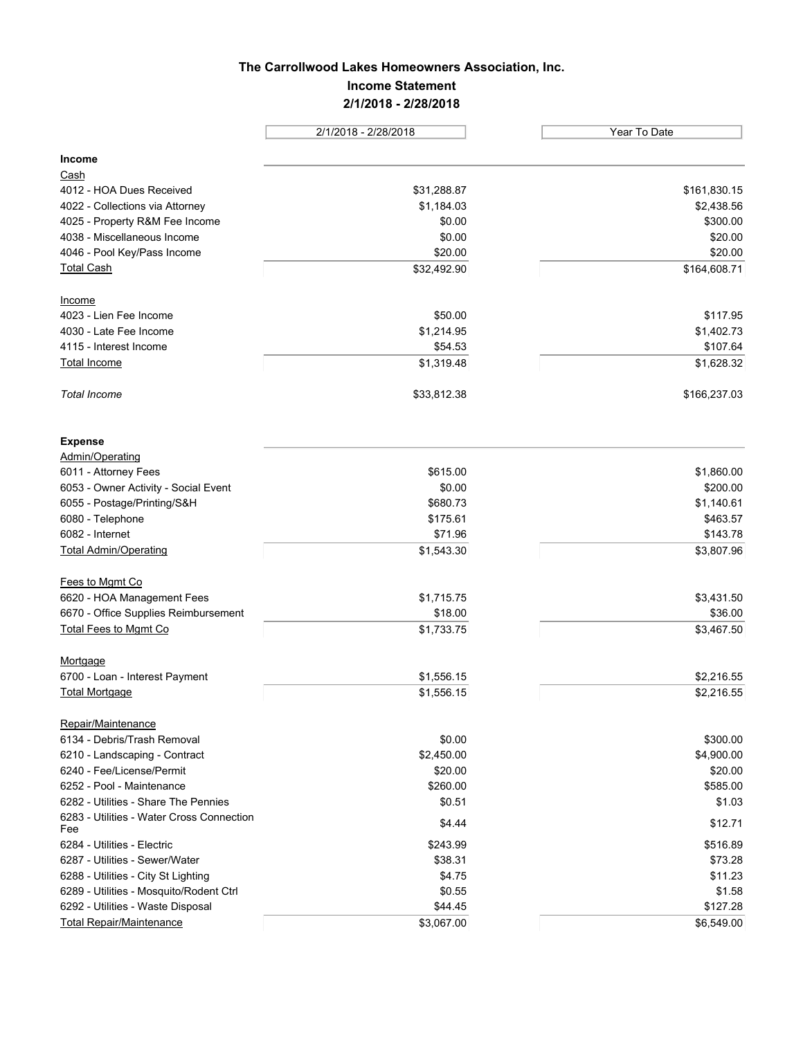**The Carrollwood Lakes Homeowners Association, Inc.**

**Income Statement**

**2/1/2018 - 2/28/2018**

| | 2/1/2018 - 2/28/2018 | Year To Date |
|---|---|---|
| **Income** | | |
| Cash | | |
| 4012 - HOA Dues Received | $31,288.87 | $161,830.15 |
| 4022 - Collections via Attorney | $1,184.03 | $2,438.56 |
| 4025 - Property R&M Fee Income | $0.00 | $300.00 |
| 4038 - Miscellaneous Income | $0.00 | $20.00 |
| 4046 - Pool Key/Pass Income | $20.00 | $20.00 |
| Total Cash | $32,492.90 | $164,608.71 |
| Income | | |
| 4023 - Lien Fee Income | $50.00 | $117.95 |
| 4030 - Late Fee Income | $1,214.95 | $1,402.73 |
| 4115 - Interest Income | $54.53 | $107.64 |
| Total Income | $1,319.48 | $1,628.32 |
| *Total Income* | $33,812.38 | $166,237.03 |
| **Expense** | | |
| Admin/Operating | | |
| 6011 - Attorney Fees | $615.00 | $1,860.00 |
| 6053 - Owner Activity - Social Event | $0.00 | $200.00 |
| 6055 - Postage/Printing/S&H | $680.73 | $1,140.61 |
| 6080 - Telephone | $175.61 | $463.57 |
| 6082 - Internet | $71.96 | $143.78 |
| Total Admin/Operating | $1,543.30 | $3,807.96 |
| Fees to Mgmt Co | | |
| 6620 - HOA Management Fees | $1,715.75 | $3,431.50 |
| 6670 - Office Supplies Reimbursement | $18.00 | $36.00 |
| Total Fees to Mgmt Co | $1,733.75 | $3,467.50 |
| Mortgage | | |
| 6700 - Loan - Interest Payment | $1,556.15 | $2,216.55 |
| Total Mortgage | $1,556.15 | $2,216.55 |
| Repair/Maintenance | | |
| 6134 - Debris/Trash Removal | $0.00 | $300.00 |
| 6210 - Landscaping - Contract | $2,450.00 | $4,900.00 |
| 6240 - Fee/License/Permit | $20.00 | $20.00 |
| 6252 - Pool - Maintenance | $260.00 | $585.00 |
| 6282 - Utilities - Share The Pennies | $0.51 | $1.03 |
| 6283 - Utilities - Water Cross Connection Fee | $4.44 | $12.71 |
| 6284 - Utilities - Electric | $243.99 | $516.89 |
| 6287 - Utilities - Sewer/Water | $38.31 | $73.28 |
| 6288 - Utilities - City St Lighting | $4.75 | $11.23 |
| 6289 - Utilities - Mosquito/Rodent Ctrl | $0.55 | $1.58 |
| 6292 - Utilities - Waste Disposal | $44.45 | $127.28 |
| Total Repair/Maintenance | $3,067.00 | $6,549.00 |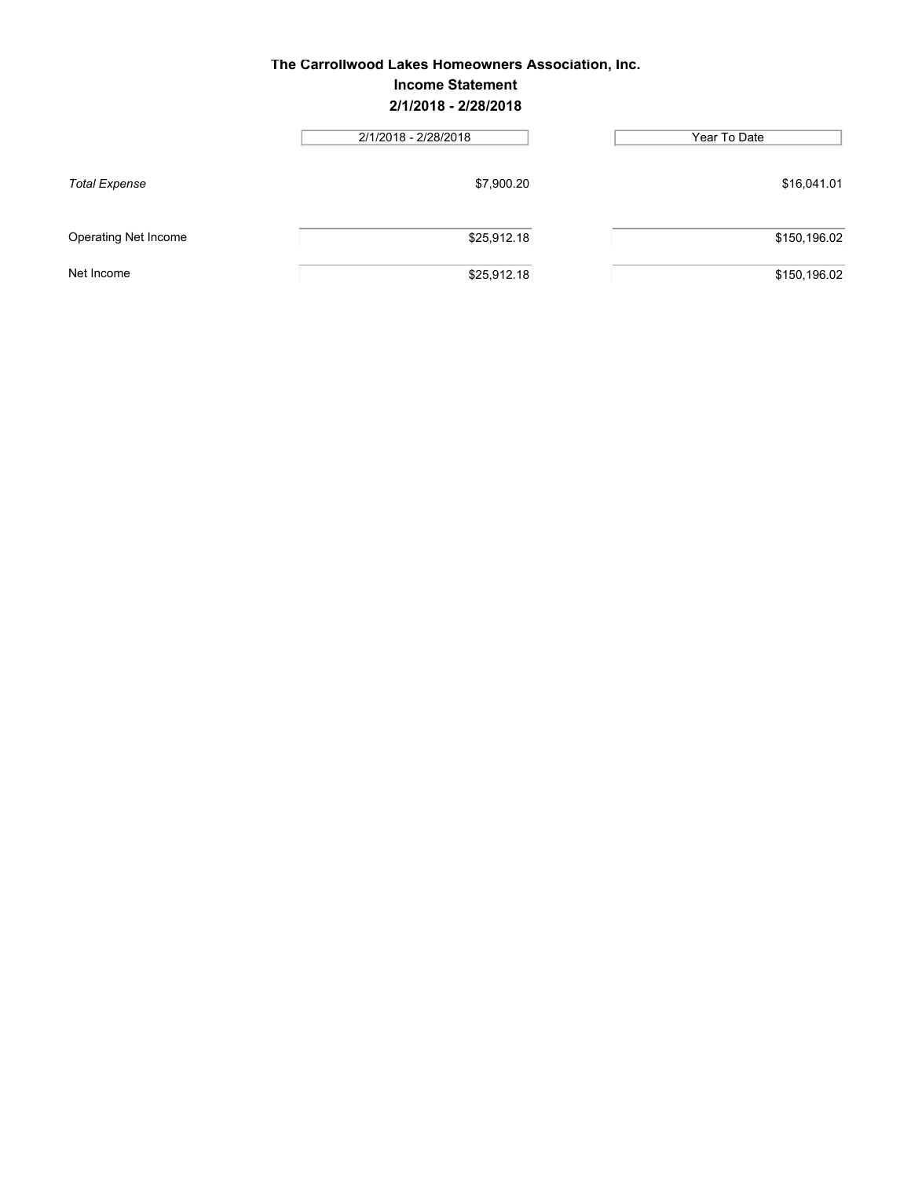**The Carrollwood Lakes Homeowners Association, Inc.**

**Income Statement**

**2/1/2018 - 2/28/2018**

| | 2/1/2018 - 2/28/2018 | Year To Date |
|---|---|---|
| *Total Expense* | $7,900.20 | $16,041.01 |
| Operating Net Income | $25,912.18 | $150,196.02 |
| Net Income | $25,912.18 | $150,196.02 |